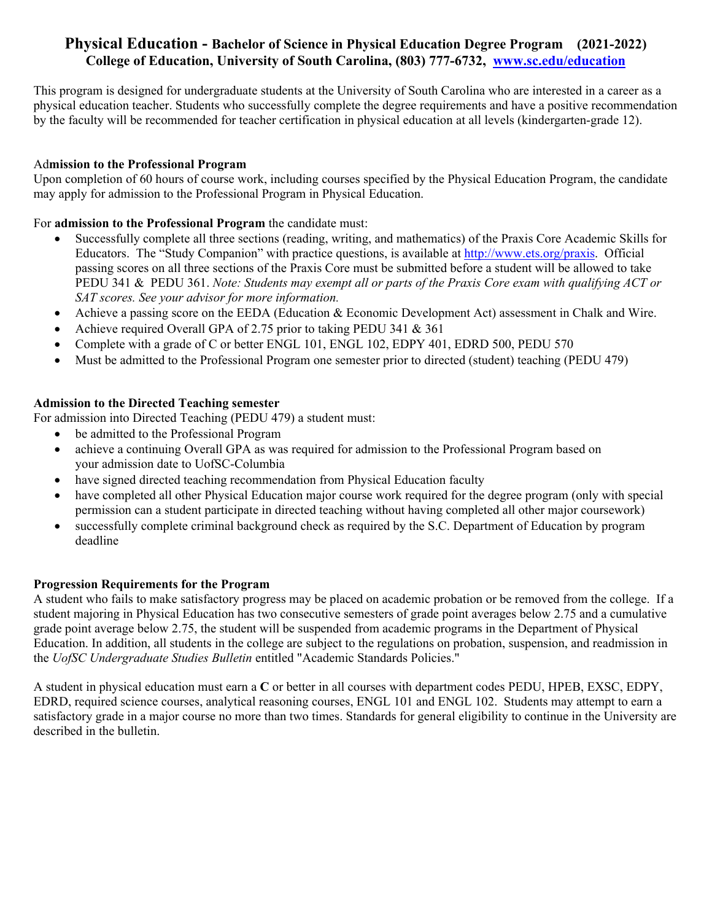# Physical Education - Bachelor of Science in Physical Education Degree Program (2021-2022)

**College of Education, University of South Carolina, (803) 777-6732, [www.sc.edu/education](www.sc.edu/education)**

This program is designed for undergraduate students at the University of South Carolina who are interested in a career as a physical education teacher. Students who successfully complete the degree requirements and have a positive recommendation by the faculty will be recommended for teacher certification in physical education at all levels (kindergarten-grade 12).

## Admission to the Professional Program

Upon completion of 60 hours of course work, including courses specified by the Physical Education Program, the candidate may apply for admission to the Professional Program in Physical Education.

For **admission to the Professional Program** the candidate must:

- Successfully complete all three sections (reading, writing, and mathematics) of the Praxis Core Academic Skills for Educators. The "Study Companion" with practice questions, is available at [http://www.ets.org/praxis](http://www.ets.org/praxis). Official passing scores on all three sections of the Praxis Core must be submitted before a student will be allowed to take PEDU 341 & PEDU 361. *Note: Students may exempt all or parts of the Praxis Core exam with qualifying ACT or SAT scores. See your advisor for more information.*
- Achieve a passing score on the EEDA (Education & Economic Development Act) assessment in Chalk and Wire.
- Achieve required Overall GPA of 2.75 prior to taking PEDU 341 & 361
- Complete with a grade of C or better ENGL 101, ENGL 102, EDPY 401, EDRD 500, PEDU 570
- Must be admitted to the Professional Program one semester prior to directed (student) teaching (PEDU 479)

## Admission to the Directed Teaching semester

For admission into Directed Teaching (PEDU 479) a student must:

- be admitted to the Professional Program
- achieve a continuing Overall GPA as was required for admission to the Professional Program based on your admission date to UofSC-Columbia
- have signed directed teaching recommendation from Physical Education faculty
- have completed all other Physical Education major course work required for the degree program (only with special permission can a student participate in directed teaching without having completed all other major coursework)
- successfully complete criminal background check as required by the S.C. Department of Education by program deadline

## Progression Requirements for the Program

A student who fails to make satisfactory progress may be placed on academic probation or be removed from the college. If a student majoring in Physical Education has two consecutive semesters of grade point averages below 2.75 and a cumulative grade point average below 2.75, the student will be suspended from academic programs in the Department of Physical Education. In addition, all students in the college are subject to the regulations on probation, suspension, and readmission in the *UofSC Undergraduate Studies Bulletin* entitled "Academic Standards Policies."

A student in physical education must earn a **C** or better in all courses with department codes PEDU, HPEB, EXSC, EDPY, EDRD, required science courses, analytical reasoning courses, ENGL 101 and ENGL 102. Students may attempt to earn a satisfactory grade in a major course no more than two times. Standards for general eligibility to continue in the University are described in the bulletin.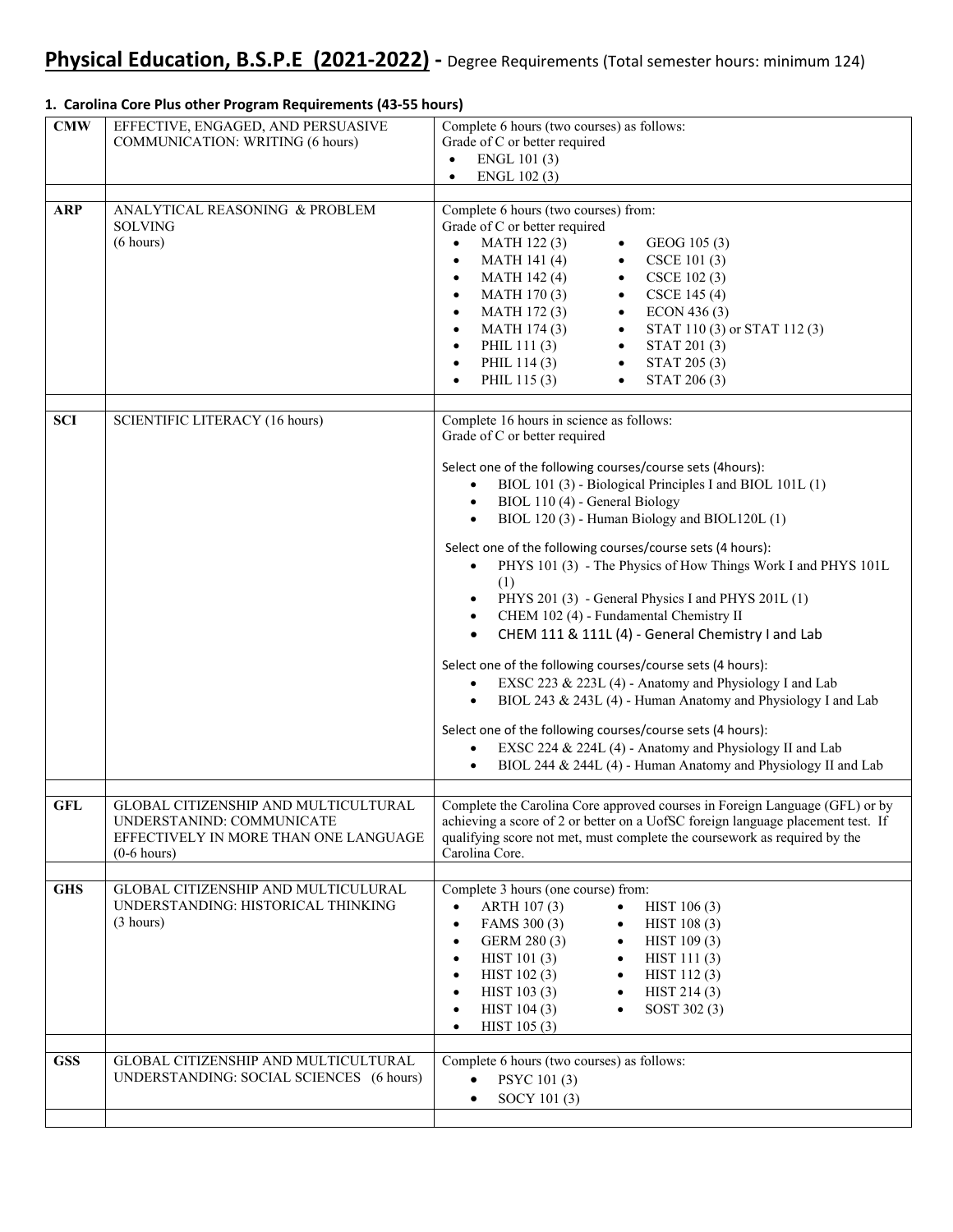# **Physical Education, B.S.P.E (2021-2022) -** Degree Requirements (Total semester hours: minimum 124)

### **1. Carolina Core Plus other Program Requirements (43-55 hours)**

| | | |
|---|---|---|
| **CMW** | EFFECTIVE, ENGAGED, AND PERSUASIVE COMMUNICATION: WRITING (6 hours) | Complete 6 hours (two courses) as follows:<br>Grade of C or better required<br>• ENGL 101 (3)<br>• ENGL 102 (3) |
| | | |
| **ARP** | ANALYTICAL REASONING & PROBLEM SOLVING (6 hours) | Complete 6 hours (two courses) from:<br>Grade of C or better required<br>• MATH 122 (3)<br>• MATH 141 (4)<br>• MATH 142 (4)<br>• MATH 170 (3)<br>• MATH 172 (3)<br>• MATH 174 (3)<br>• PHIL 111 (3)<br>• PHIL 114 (3)<br>• PHIL 115 (3)<br>• GEOG 105 (3)<br>• CSCE 101 (3)<br>• CSCE 102 (3)<br>• CSCE 145 (4)<br>• ECON 436 (3)<br>• STAT 110 (3) or STAT 112 (3)<br>• STAT 201 (3)<br>• STAT 205 (3)<br>• STAT 206 (3) |
| | | |
| **SCI** | SCIENTIFIC LITERACY (16 hours) | Complete 16 hours in science as follows:<br>Grade of C or better required<br><br>Select one of the following courses/course sets (4hours):<br>• BIOL 101 (3) - Biological Principles I and BIOL 101L (1)<br>• BIOL 110 (4) - General Biology<br>• BIOL 120 (3) - Human Biology and BIOL120L (1)<br><br>Select one of the following courses/course sets (4 hours):<br>• PHYS 101 (3) - The Physics of How Things Work I and PHYS 101L (1)<br>• PHYS 201 (3) - General Physics I and PHYS 201L (1)<br>• CHEM 102 (4) - Fundamental Chemistry II<br>• CHEM 111 & 111L (4) - General Chemistry I and Lab<br><br>Select one of the following courses/course sets (4 hours):<br>• EXSC 223 & 223L (4) - Anatomy and Physiology I and Lab<br>• BIOL 243 & 243L (4) - Human Anatomy and Physiology I and Lab<br><br>Select one of the following courses/course sets (4 hours):<br>• EXSC 224 & 224L (4) - Anatomy and Physiology II and Lab<br>• BIOL 244 & 244L (4) - Human Anatomy and Physiology II and Lab |
| | | |
| **GFL** | GLOBAL CITIZENSHIP AND MULTICULTURAL UNDERSTANIND: COMMUNICATE EFFECTIVELY IN MORE THAN ONE LANGUAGE (0-6 hours) | Complete the Carolina Core approved courses in Foreign Language (GFL) or by achieving a score of 2 or better on a UofSC foreign language placement test. If qualifying score not met, must complete the coursework as required by the Carolina Core. |
| | | |
| **GHS** | GLOBAL CITIZENSHIP AND MULTICULURAL UNDERSTANDING: HISTORICAL THINKING (3 hours) | Complete 3 hours (one course) from:<br>• ARTH 107 (3)<br>• FAMS 300 (3)<br>• GERM 280 (3)<br>• HIST 101 (3)<br>• HIST 102 (3)<br>• HIST 103 (3)<br>• HIST 104 (3)<br>• HIST 105 (3)<br>• HIST 106 (3)<br>• HIST 108 (3)<br>• HIST 109 (3)<br>• HIST 111 (3)<br>• HIST 112 (3)<br>• HIST 214 (3)<br>• SOST 302 (3) |
| | | |
| **GSS** | GLOBAL CITIZENSHIP AND MULTICULTURAL UNDERSTANDING: SOCIAL SCIENCES (6 hours) | Complete 6 hours (two courses) as follows:<br>• PSYC 101 (3)<br>• SOCY 101 (3) |
| | | |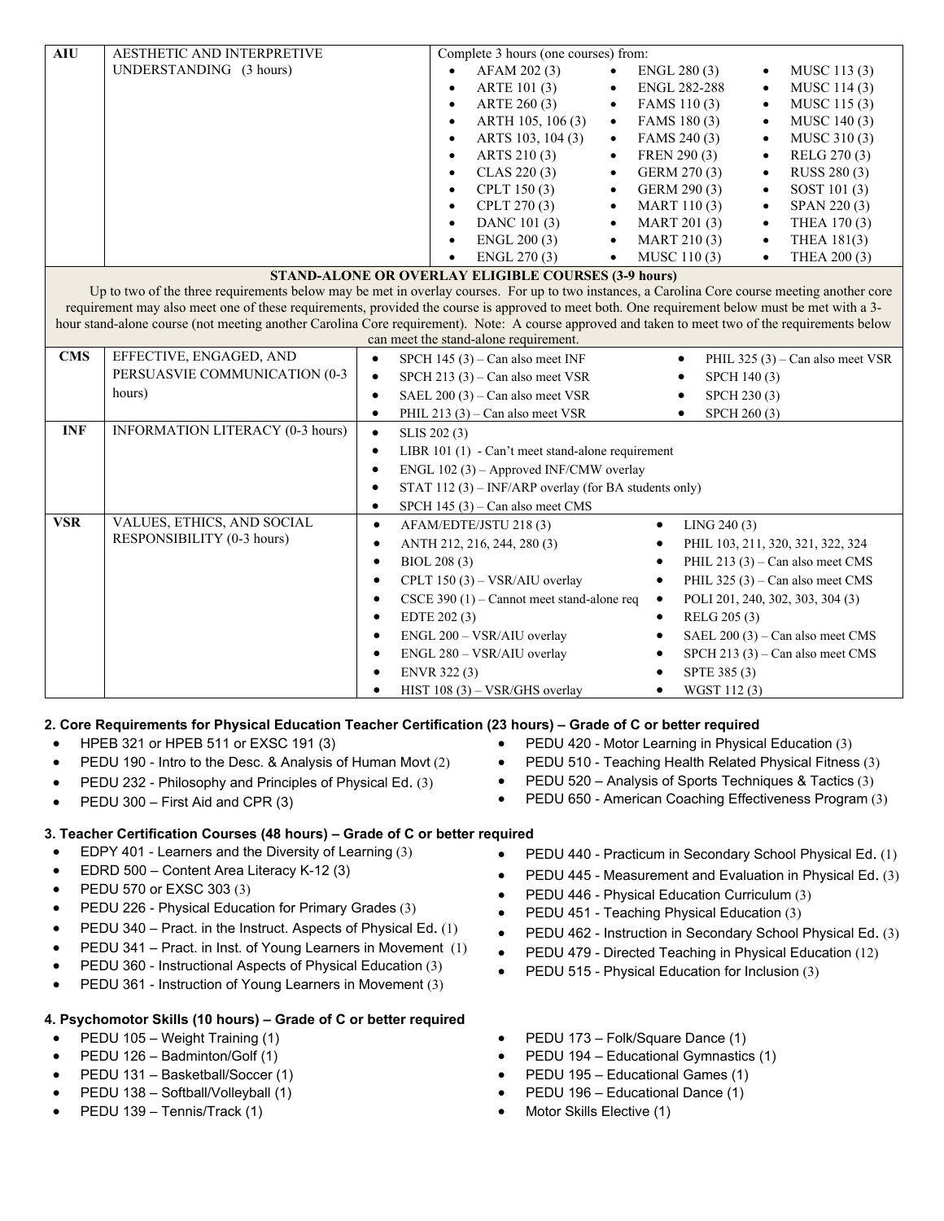| AIU | AESTHETIC AND INTERPRETIVE UNDERSTANDING (3 hours) | Complete 3 hours (one courses) from: <br> • AFAM 202 (3) • ARTE 101 (3) • ARTE 260 (3) • ARTH 105, 106 (3) • ARTS 103, 104 (3) • ARTS 210 (3) • CLAS 220 (3) • CPLT 150 (3) • CPLT 270 (3) • DANC 101 (3) • ENGL 200 (3) • ENGL 270 (3) <br> • ENGL 280 (3) • ENGL 282-288 • FAMS 110 (3) • FAMS 180 (3) • FAMS 240 (3) • FREN 290 (3) • GERM 270 (3) • GERM 290 (3) • MART 110 (3) • MART 201 (3) • MART 210 (3) • MUSC 110 (3) <br> • MUSC 113 (3) • MUSC 114 (3) • MUSC 115 (3) • MUSC 140 (3) • MUSC 310 (3) • RELG 270 (3) • RUSS 280 (3) • SOST 101 (3) • SPAN 220 (3) • THEA 170 (3) • THEA 181(3) • THEA 200 (3) |
|---|---|---|
| **STAND-ALONE OR OVERLAY ELIGIBLE COURSES (3-9 hours)** <br> Up to two of the three requirements below may be met in overlay courses. For up to two instances, a Carolina Core course meeting another core requirement may also meet one of these requirements, provided the course is approved to meet both. One requirement below must be met with a 3-hour stand-alone course (not meeting another Carolina Core requirement). Note: A course approved and taken to meet two of the requirements below can meet the stand-alone requirement. | | |
| CMS | EFFECTIVE, ENGAGED, AND PERSUASVIE COMMUNICATION (0-3 hours) | • SPCH 145 (3) – Can also meet INF <br> • SPCH 213 (3) – Can also meet VSR <br> • SAEL 200 (3) – Can also meet VSR <br> • PHIL 213 (3) – Can also meet VSR <br> • PHIL 325 (3) – Can also meet VSR <br> • SPCH 140 (3) <br> • SPCH 230 (3) <br> • SPCH 260 (3) |
| INF | INFORMATION LITERACY (0-3 hours) | • SLIS 202 (3) <br> • LIBR 101 (1) - Can't meet stand-alone requirement <br> • ENGL 102 (3) – Approved INF/CMW overlay <br> • STAT 112 (3) – INF/ARP overlay (for BA students only) <br> • SPCH 145 (3) – Can also meet CMS |
| VSR | VALUES, ETHICS, AND SOCIAL RESPONSIBILITY (0-3 hours) | • AFAM/EDTE/JSTU 218 (3) <br> • ANTH 212, 216, 244, 280 (3) <br> • BIOL 208 (3) <br> • CPLT 150 (3) – VSR/AIU overlay <br> • CSCE 390 (1) – Cannot meet stand-alone req <br> • EDTE 202 (3) <br> • ENGL 200 – VSR/AIU overlay <br> • ENGL 280 – VSR/AIU overlay <br> • ENVR 322 (3) <br> • HIST 108 (3) – VSR/GHS overlay <br> • LING 240 (3) <br> • PHIL 103, 211, 320, 321, 322, 324 <br> • PHIL 213 (3) – Can also meet CMS <br> • PHIL 325 (3) – Can also meet CMS <br> • POLI 201, 240, 302, 303, 304 (3) <br> • RELG 205 (3) <br> • SAEL 200 (3) – Can also meet CMS <br> • SPCH 213 (3) – Can also meet CMS <br> • SPTE 385 (3) <br> • WGST 112 (3) |

**2. Core Requirements for Physical Education Teacher Certification (23 hours) – Grade of C or better required**

- HPEB 321 or HPEB 511 or EXSC 191 (3)
- PEDU 190 - Intro to the Desc. & Analysis of Human Movt (2)
- PEDU 232 - Philosophy and Principles of Physical Ed. (3)
- PEDU 300 – First Aid and CPR (3)
- PEDU 420 - Motor Learning in Physical Education (3)
- PEDU 510 - Teaching Health Related Physical Fitness (3)
- PEDU 520 – Analysis of Sports Techniques & Tactics (3)
- PEDU 650 - American Coaching Effectiveness Program (3)

**3. Teacher Certification Courses (48 hours) – Grade of C or better required**

- EDPY 401 - Learners and the Diversity of Learning (3)
- EDRD 500 – Content Area Literacy K-12 (3)
- PEDU 570 or EXSC 303 (3)
- PEDU 226 - Physical Education for Primary Grades (3)
- PEDU 340 – Pract. in the Instruct. Aspects of Physical Ed. (1)
- PEDU 341 – Pract. in Inst. of Young Learners in Movement (1)
- PEDU 360 - Instructional Aspects of Physical Education (3)
- PEDU 361 - Instruction of Young Learners in Movement (3)
- PEDU 440 - Practicum in Secondary School Physical Ed. (1)
- PEDU 445 - Measurement and Evaluation in Physical Ed. (3)
- PEDU 446 - Physical Education Curriculum (3)
- PEDU 451 - Teaching Physical Education (3)
- PEDU 462 - Instruction in Secondary School Physical Ed. (3)
- PEDU 479 - Directed Teaching in Physical Education (12)
- PEDU 515 - Physical Education for Inclusion (3)

**4. Psychomotor Skills (10 hours) – Grade of C or better required**

- PEDU 105 – Weight Training (1)
- PEDU 126 – Badminton/Golf (1)
- PEDU 131 – Basketball/Soccer (1)
- PEDU 138 – Softball/Volleyball (1)
- PEDU 139 – Tennis/Track (1)
- PEDU 173 – Folk/Square Dance (1)
- PEDU 194 – Educational Gymnastics (1)
- PEDU 195 – Educational Games (1)
- PEDU 196 – Educational Dance (1)
- Motor Skills Elective (1)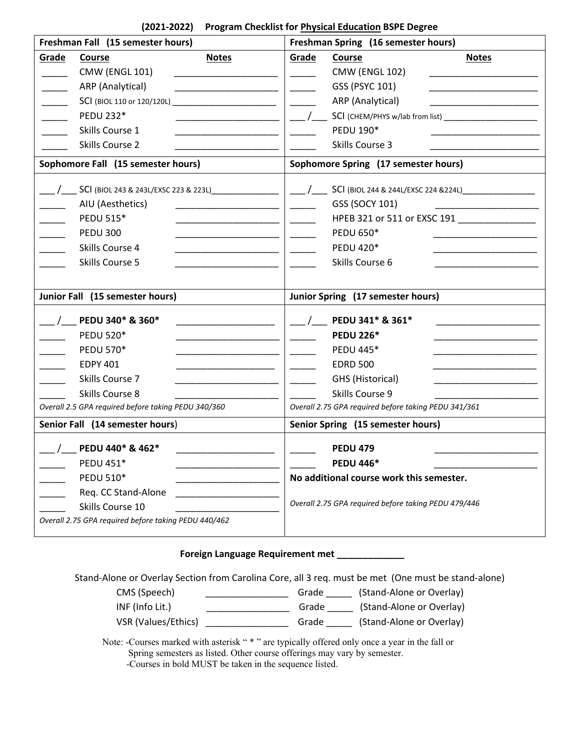**(2021-2022) Program Checklist for Physical Education BSPE Degree**

| Freshman Fall (15 semester hours) | | | Freshman Spring (16 semester hours) | | |
|---|---|---|---|---|---|
| **Grade** | **Course** | **Notes** | **Grade** | **Course** | **Notes** |
| _____ | CMW (ENGL 101) | __________ | _____ | CMW (ENGL 102) | __________ |
| _____ | ARP (Analytical) | __________ | _____ | GSS (PSYC 101) | __________ |
| _____ | SCI (BIOL 110 or 120/120L) | __________ | _____ | ARP (Analytical) | __________ |
| _____ | PEDU 232* | __________ | ___/___ | SCI (CHEM/PHYS w/lab from list) | __________ |
| _____ | Skills Course 1 | __________ | _____ | PEDU 190* | __________ |
| _____ | Skills Course 2 | __________ | _____ | Skills Course 3 | __________ |
| **Sophomore Fall (15 semester hours)** | | | **Sophomore Spring (17 semester hours)** | | |
| ___/___ | SCI (BIOL 243 & 243L/EXSC 223 & 223L) | __________ | ___/___ | SCI (BIOL 244 & 244L/EXSC 224 &224L) | __________ |
| _____ | AIU (Aesthetics) | __________ | _____ | GSS (SOCY 101) | __________ |
| _____ | PEDU 515* | __________ | _____ | HPEB 321 or 511 or EXSC 191 | __________ |
| _____ | PEDU 300 | __________ | _____ | PEDU 650* | __________ |
| _____ | Skills Course 4 | __________ | _____ | PEDU 420* | __________ |
| _____ | Skills Course 5 | __________ | _____ | Skills Course 6 | __________ |
| **Junior Fall (15 semester hours)** | | | **Junior Spring (17 semester hours)** | | |
| ___/___ | **PEDU 340* & 360*** | __________ | ___/___ | **PEDU 341* & 361*** | __________ |
| _____ | PEDU 520* | __________ | _____ | **PEDU 226*** | __________ |
| _____ | PEDU 570* | __________ | _____ | PEDU 445* | __________ |
| _____ | EDPY 401 | __________ | _____ | EDRD 500 | __________ |
| _____ | Skills Course 7 | __________ | _____ | GHS (Historical) | __________ |
| _____ | Skills Course 8 | __________ | _____ | Skills Course 9 | __________ |
| *Overall 2.5 GPA required before taking PEDU 340/360* | | | *Overall 2.75 GPA required before taking PEDU 341/361* | | |
| **Senior Fall (14 semester hours)** | | | **Senior Spring (15 semester hours)** | | |
| ___/___ | **PEDU 440* & 462*** | __________ | _____ | **PEDU 479** | __________ |
| _____ | PEDU 451* | __________ | _____ | **PEDU 446*** | __________ |
| _____ | PEDU 510* | __________ | | **No additional course work this semester.** | |
| _____ | Req. CC Stand-Alone | __________ | | | |
| _____ | Skills Course 10 | __________ | | *Overall 2.75 GPA required before taking PEDU 479/446* | |
| *Overall 2.75 GPA required before taking PEDU 440/462* | | | | | |

**Foreign Language Requirement met _____________**

Stand-Alone or Overlay Section from Carolina Core, all 3 req. must be met (One must be stand-alone)

| | | | |
|---|---|---|---|
| CMS (Speech) | ________________ | Grade _____ | (Stand-Alone or Overlay) |
| INF (Info Lit.) | ________________ | Grade _____ | (Stand-Alone or Overlay) |
| VSR (Values/Ethics) | ________________ | Grade _____ | (Stand-Alone or Overlay) |

Note: -Courses marked with asterisk " * " are typically offered only once a year in the fall or Spring semesters as listed. Other course offerings may vary by semester.
-Courses in bold MUST be taken in the sequence listed.